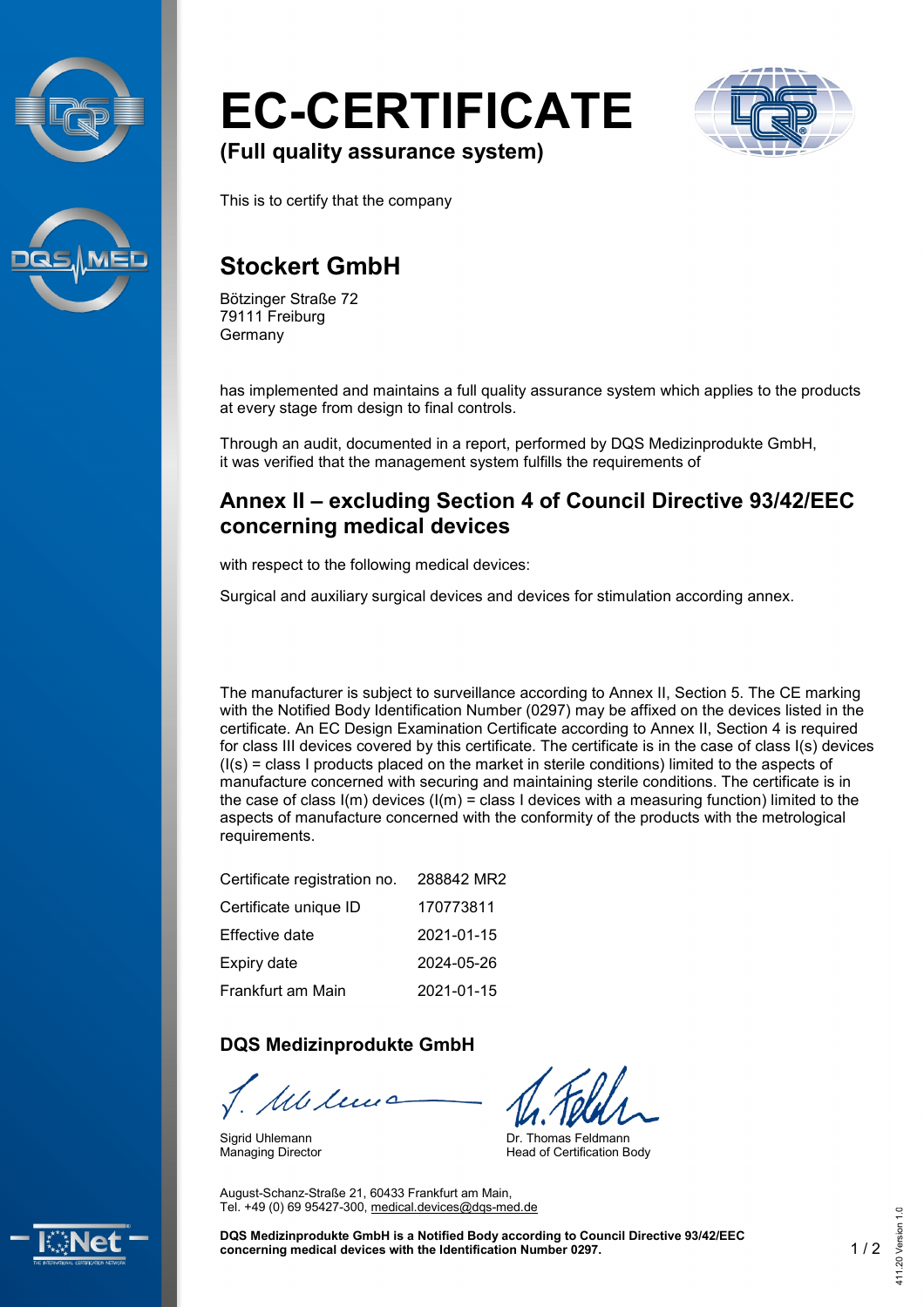# EC-CERTIFICATE

**(Full quality assurance system)**

This is to certify that the company

## Stockert GmbH

Bötzinger Straße 72
79111 Freiburg
Germany

has implemented and maintains a full quality assurance system which applies to the products at every stage from design to final controls.

Through an audit, documented in a report, performed by DQS Medizinprodukte GmbH, it was verified that the management system fulfills the requirements of

## Annex II – excluding Section 4 of Council Directive 93/42/EEC concerning medical devices

with respect to the following medical devices:

Surgical and auxiliary surgical devices and devices for stimulation according annex.

The manufacturer is subject to surveillance according to Annex II, Section 5. The CE marking with the Notified Body Identification Number (0297) may be affixed on the devices listed in the certificate. An EC Design Examination Certificate according to Annex II, Section 4 is required for class III devices covered by this certificate. The certificate is in the case of class I(s) devices (I(s) = class I products placed on the market in sterile conditions) limited to the aspects of manufacture concerned with securing and maintaining sterile conditions. The certificate is in the case of class I(m) devices (I(m) = class I devices with a measuring function) limited to the aspects of manufacture concerned with the conformity of the products with the metrological requirements.

| | |
|---|---|
| Certificate registration no. | 288842 MR2 |
| Certificate unique ID | 170773811 |
| Effective date | 2021-01-15 |
| Expiry date | 2024-05-26 |
| Frankfurt am Main | 2021-01-15 |

### DQS Medizinprodukte GmbH

Sigrid Uhlemann
Managing Director

Dr. Thomas Feldmann
Head of Certification Body

August-Schanz-Straße 21, 60433 Frankfurt am Main,
Tel. +49 (0) 69 95427-300, medical.devices@dqs-med.de

**DQS Medizinprodukte GmbH is a Notified Body according to Council Directive 93/42/EEC concerning medical devices with the Identification Number 0297.**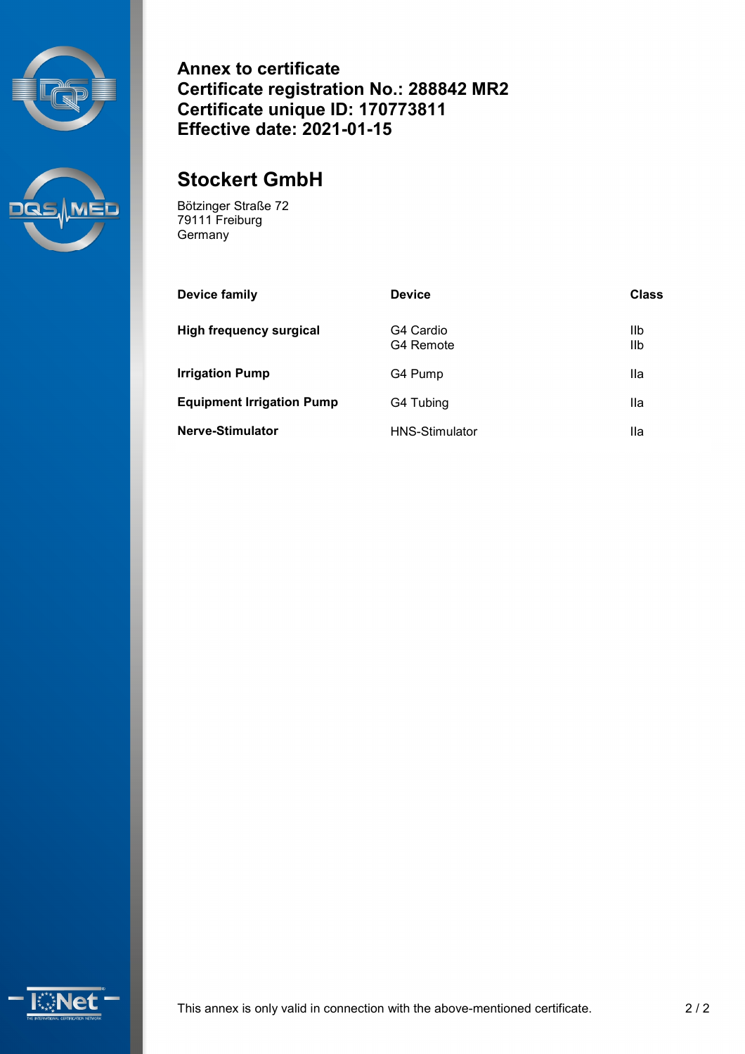**Annex to certificate**
**Certificate registration No.: 288842 MR2**
**Certificate unique ID: 170773811**
**Effective date: 2021-01-15**

## Stockert GmbH

Bötzinger Straße 72
79111 Freiburg
Germany

| Device family | Device | Class |
|---|---|---|
| **High frequency surgical** | G4 Cardio<br>G4 Remote | IIb<br>IIb |
| **Irrigation Pump** | G4 Pump | IIa |
| **Equipment Irrigation Pump** | G4 Tubing | IIa |
| **Nerve-Stimulator** | HNS-Stimulator | IIa |

This annex is only valid in connection with the above-mentioned certificate.